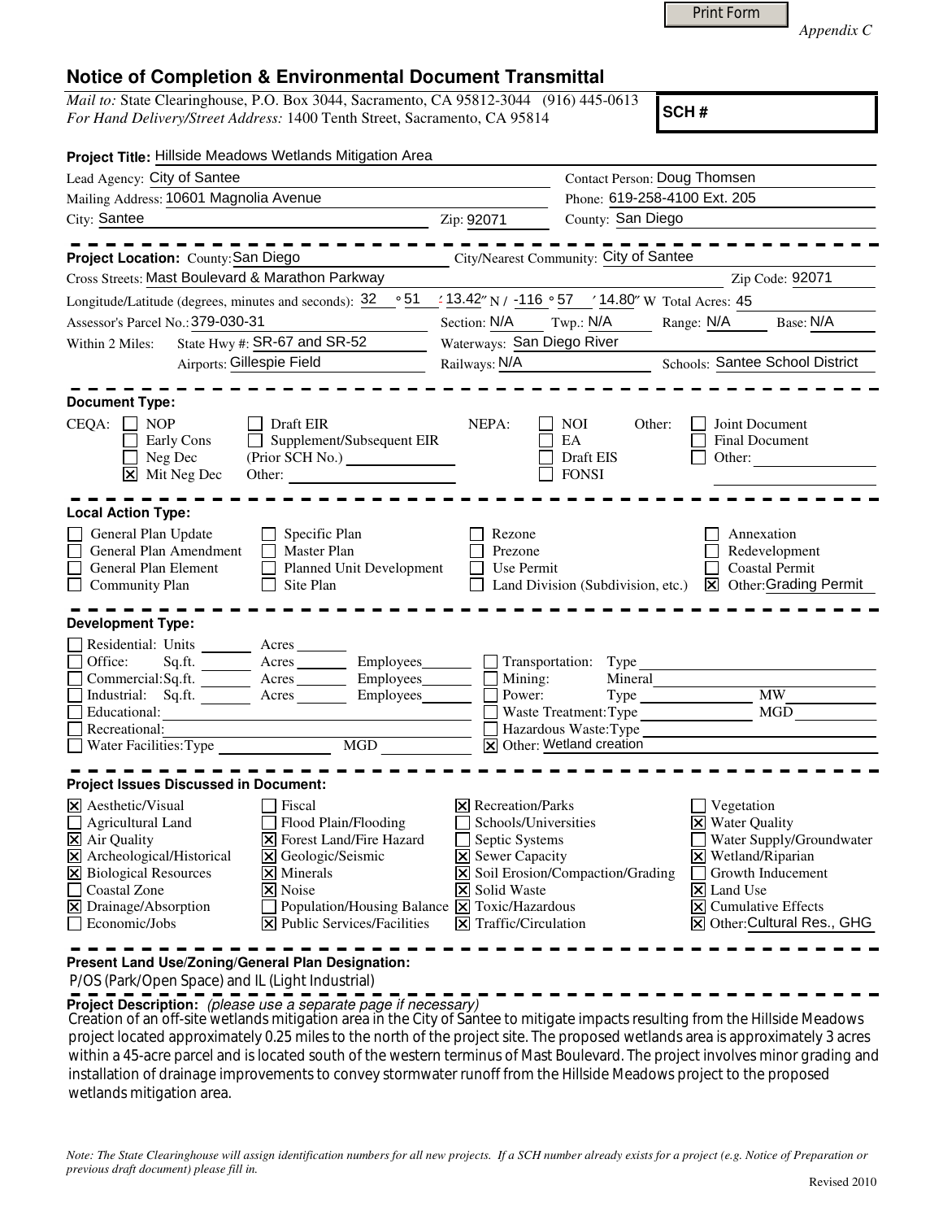Print Form

*Appendix C*

# Notice of Completion & Environmental Document Transmittal

*Mail to:* State Clearinghouse, P.O. Box 3044, Sacramento, CA 95812-3044 (916) 445-0613
*For Hand Delivery/Street Address:* 1400 Tenth Street, Sacramento, CA 95814

**SCH #**

**Project Title:** Hillside Meadows Wetlands Mitigation Area

Lead Agency: City of Santee
Contact Person: Doug Thomsen
Mailing Address: 10601 Magnolia Avenue
Phone: 619-258-4100 Ext. 205
City: Santee
Zip: 92071
County: San Diego

**Project Location:** County: San Diego
City/Nearest Community: City of Santee
Cross Streets: Mast Boulevard & Marathon Parkway
Zip Code: 92071
Longitude/Latitude (degrees, minutes and seconds): 32 ° 51 ′ 13.42″ N / -116 ° 57 ′ 14.80″ W Total Acres: 45
Assessor's Parcel No.: 379-030-31
Section: N/A Twp.: N/A Range: N/A Base: N/A
Within 2 Miles: State Hwy #: SR-67 and SR-52
Waterways: San Diego River
Airports: Gillespie Field
Railways: N/A
Schools: Santee School District

**Document Type:**

CEQA:
- [ ] NOP
- [ ] Early Cons
- [ ] Neg Dec
- [x] Mit Neg Dec
- [ ] Draft EIR
- [ ] Supplement/Subsequent EIR (Prior SCH No.) ______
- Other: ______

NEPA:
- [ ] NOI
- [ ] EA
- [ ] Draft EIS
- [ ] FONSI

Other:
- [ ] Joint Document
- [ ] Final Document
- [ ] Other: ______

**Local Action Type:**

- [ ] General Plan Update
- [ ] General Plan Amendment
- [ ] General Plan Element
- [ ] Community Plan
- [ ] Specific Plan
- [ ] Master Plan
- [ ] Planned Unit Development
- [ ] Site Plan
- [ ] Rezone
- [ ] Prezone
- [ ] Use Permit
- [ ] Land Division (Subdivision, etc.)
- [ ] Annexation
- [ ] Redevelopment
- [ ] Coastal Permit
- [x] Other: Grading Permit

**Development Type:**

- [ ] Residential: Units ______ Acres ______
- [ ] Office: Sq.ft. ______ Acres ______ Employees ______
- [ ] Commercial: Sq.ft. ______ Acres ______ Employees ______
- [ ] Industrial: Sq.ft. ______ Acres ______ Employees ______
- [ ] Educational: ______
- [ ] Recreational: ______
- [ ] Water Facilities: Type ______ MGD ______
- [ ] Transportation: Type ______
- [ ] Mining: Mineral ______
- [ ] Power: Type ______ MW ______
- [ ] Waste Treatment: Type ______ MGD ______
- [ ] Hazardous Waste: Type ______
- [x] Other: Wetland creation

**Project Issues Discussed in Document:**

- [x] Aesthetic/Visual
- [ ] Agricultural Land
- [x] Air Quality
- [x] Archeological/Historical
- [x] Biological Resources
- [ ] Coastal Zone
- [x] Drainage/Absorption
- [ ] Economic/Jobs
- [ ] Fiscal
- [ ] Flood Plain/Flooding
- [x] Forest Land/Fire Hazard
- [x] Geologic/Seismic
- [x] Minerals
- [x] Noise
- [ ] Population/Housing Balance
- [x] Public Services/Facilities
- [x] Recreation/Parks
- [ ] Schools/Universities
- [ ] Septic Systems
- [x] Sewer Capacity
- [x] Soil Erosion/Compaction/Grading
- [x] Solid Waste
- [x] Toxic/Hazardous
- [x] Traffic/Circulation
- [ ] Vegetation
- [x] Water Quality
- [ ] Water Supply/Groundwater
- [x] Wetland/Riparian
- [ ] Growth Inducement
- [x] Land Use
- [x] Cumulative Effects
- [x] Other: Cultural Res., GHG

**Present Land Use/Zoning/General Plan Designation:**

P/OS (Park/Open Space) and IL (Light Industrial)

**Project Description:** *(please use a separate page if necessary)*

Creation of an off-site wetlands mitigation area in the City of Santee to mitigate impacts resulting from the Hillside Meadows project located approximately 0.25 miles to the north of the project site. The proposed wetlands area is approximately 3 acres within a 45-acre parcel and is located south of the western terminus of Mast Boulevard. The project involves minor grading and installation of drainage improvements to convey stormwater runoff from the Hillside Meadows project to the proposed wetlands mitigation area.

*Note: The State Clearinghouse will assign identification numbers for all new projects. If a SCH number already exists for a project (e.g. Notice of Preparation or previous draft document) please fill in.*

Revised 2010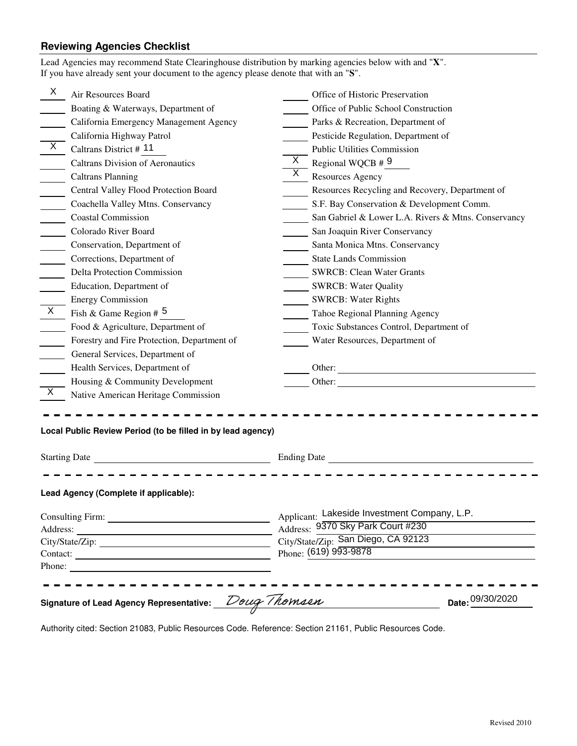## Reviewing Agencies Checklist

Lead Agencies may recommend State Clearinghouse distribution by marking agencies below with and "**X**".
If you have already sent your document to the agency please denote that with an "**S**".

| | | | |
|---|---|---|---|
| X | Air Resources Board | | Office of Historic Preservation |
| | Boating & Waterways, Department of | | Office of Public School Construction |
| | California Emergency Management Agency | | Parks & Recreation, Department of |
| | California Highway Patrol | | Pesticide Regulation, Department of |
| X | Caltrans District # 11 | | Public Utilities Commission |
| | Caltrans Division of Aeronautics | X | Regional WQCB # 9 |
| | Caltrans Planning | X | Resources Agency |
| | Central Valley Flood Protection Board | | Resources Recycling and Recovery, Department of |
| | Coachella Valley Mtns. Conservancy | | S.F. Bay Conservation & Development Comm. |
| | Coastal Commission | | San Gabriel & Lower L.A. Rivers & Mtns. Conservancy |
| | Colorado River Board | | San Joaquin River Conservancy |
| | Conservation, Department of | | Santa Monica Mtns. Conservancy |
| | Corrections, Department of | | State Lands Commission |
| | Delta Protection Commission | | SWRCB: Clean Water Grants |
| | Education, Department of | | SWRCB: Water Quality |
| | Energy Commission | | SWRCB: Water Rights |
| X | Fish & Game Region # 5 | | Tahoe Regional Planning Agency |
| | Food & Agriculture, Department of | | Toxic Substances Control, Department of |
| | Forestry and Fire Protection, Department of | | Water Resources, Department of |
| | General Services, Department of | | |
| | Health Services, Department of | | Other: |
| | Housing & Community Development | | Other: |
| X | Native American Heritage Commission | | |

---

**Local Public Review Period (to be filled in by lead agency)**

Starting Date ______________________ Ending Date ______________________

---

**Lead Agency (Complete if applicable):**

Consulting Firm: ______________________
Address: ______________________
City/State/Zip: ______________________
Contact: ______________________
Phone: ______________________

Applicant: Lakeside Investment Company, L.P.
Address: 9370 Sky Park Court #230
City/State/Zip: San Diego, CA 92123
Phone: (619) 993-9878

---

**Signature of Lead Agency Representative:** Doug Thomsen **Date:** 09/30/2020

Authority cited: Section 21083, Public Resources Code. Reference: Section 21161, Public Resources Code.

Revised 2010